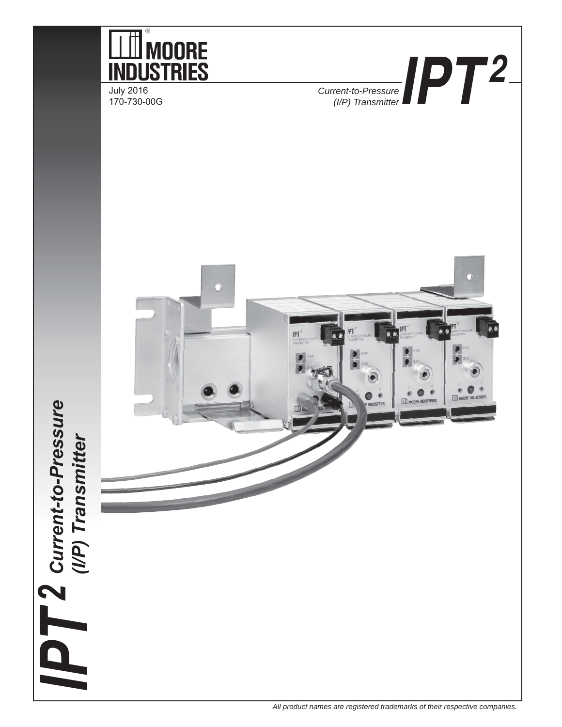# MOORE INDUSTRIES

July 2016
170-730-00G

*Current-to-Pressure (I/P) Transmitter*

# *IPT²*

# *IPT² Current-to-Pressure (I/P) Transmitter*

*All product names are registered trademarks of their respective companies.*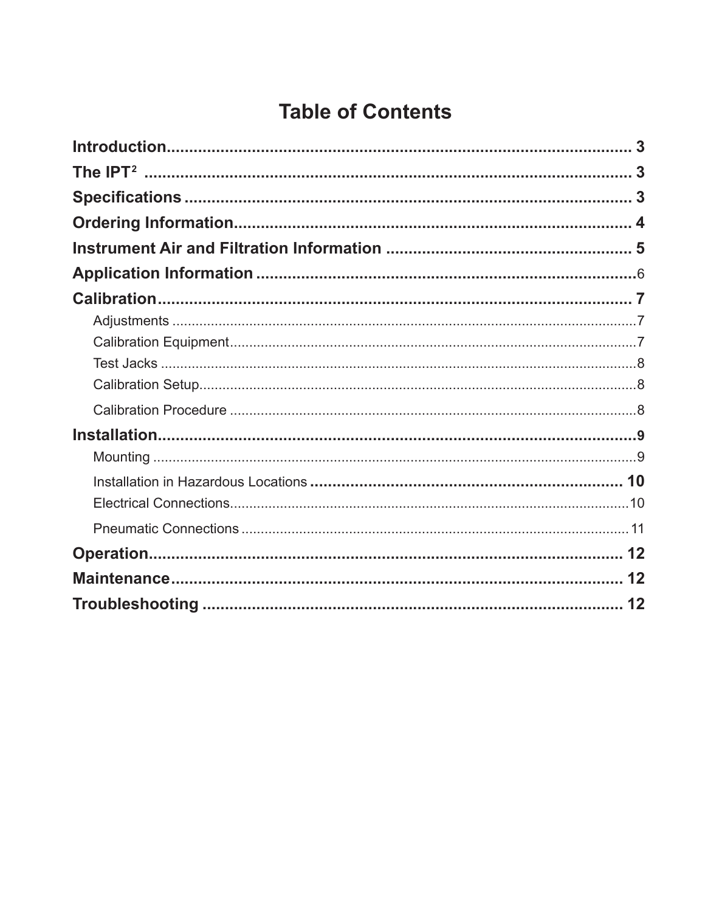# Table of Contents

**Introduction** ........................................................................................ 3

**The IPT[2]** ........................................................................................ 3

**Specifications** ........................................................................................ 3

**Ordering Information** ........................................................................................ 4

**Instrument Air and Filtration Information** ........................................................................................ 5

**Application Information** ........................................................................................ 6

**Calibration** ........................................................................................ 7

- Adjustments ........................................................................................ 7
- Calibration Equipment ........................................................................................ 7
- Test Jacks ........................................................................................ 8
- Calibration Setup ........................................................................................ 8
- Calibration Procedure ........................................................................................ 8

**Installation** ........................................................................................ 9

- Mounting ........................................................................................ 9
- Installation in Hazardous Locations ........................................................................................ 10
- Electrical Connections ........................................................................................ 10
- Pneumatic Connections ........................................................................................ 11

**Operation** ........................................................................................ 12

**Maintenance** ........................................................................................ 12

**Troubleshooting** ........................................................................................ 12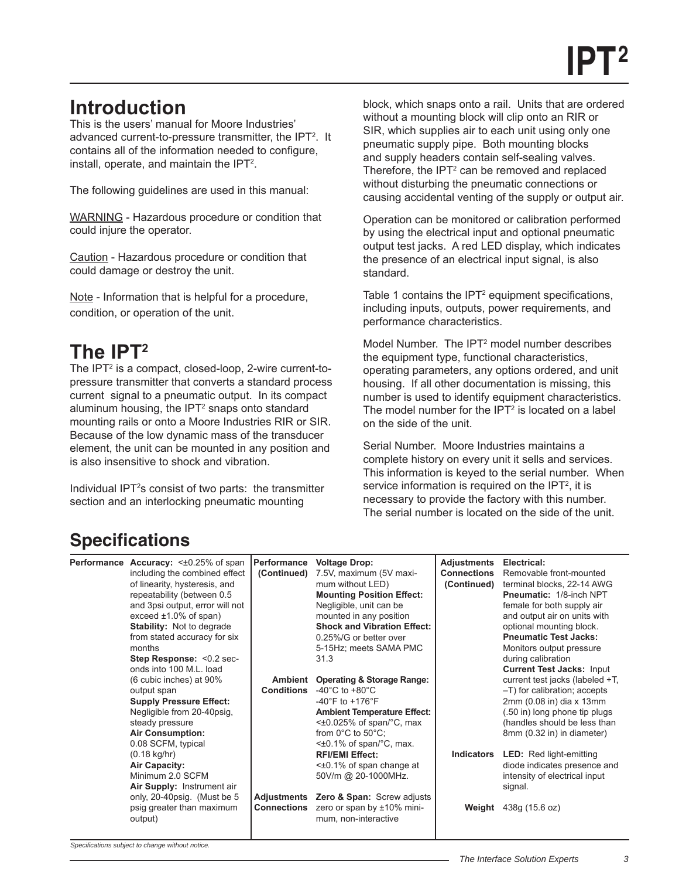# Introduction

This is the users' manual for Moore Industries' advanced current-to-pressure transmitter, the IPT². It contains all of the information needed to configure, install, operate, and maintain the IPT².

The following guidelines are used in this manual:

WARNING - Hazardous procedure or condition that could injure the operator.

Caution - Hazardous procedure or condition that could damage or destroy the unit.

Note - Information that is helpful for a procedure, condition, or operation of the unit.

# The IPT²

The IPT² is a compact, closed-loop, 2-wire current-to-pressure transmitter that converts a standard process current signal to a pneumatic output. In its compact aluminum housing, the IPT² snaps onto standard mounting rails or onto a Moore Industries RIR or SIR. Because of the low dynamic mass of the transducer element, the unit can be mounted in any position and is also insensitive to shock and vibration.

Individual IPT²s consist of two parts: the transmitter section and an interlocking pneumatic mounting block, which snaps onto a rail. Units that are ordered without a mounting block will clip onto an RIR or SIR, which supplies air to each unit using only one pneumatic supply pipe. Both mounting blocks and supply headers contain self-sealing valves. Therefore, the IPT² can be removed and replaced without disturbing the pneumatic connections or causing accidental venting of the supply or output air.

Operation can be monitored or calibration performed by using the electrical input and optional pneumatic output test jacks. A red LED display, which indicates the presence of an electrical input signal, is also standard.

Table 1 contains the IPT² equipment specifications, including inputs, outputs, power requirements, and performance characteristics.

Model Number. The IPT² model number describes the equipment type, functional characteristics, operating parameters, any options ordered, and unit housing. If all other documentation is missing, this number is used to identify equipment characteristics. The model number for the IPT² is located on a label on the side of the unit.

Serial Number. Moore Industries maintains a complete history on every unit it sells and services. This information is keyed to the serial number. When service information is required on the IPT², it is necessary to provide the factory with this number. The serial number is located on the side of the unit.

# Specifications

| | |
|---|---|
| **Performance** | **Accuracy:** <±0.25% of span including the combined effect of linearity, hysteresis, and repeatability (between 0.5 and 3psi output, error will not exceed ±1.0% of span)<br>**Stability:** Not to degrade from stated accuracy for six months<br>**Step Response:** <0.2 seconds into 100 M.L. load (6 cubic inches) at 90% output span<br>**Supply Pressure Effect:** Negligible from 20-40psig, steady pressure<br>**Air Consumption:** 0.08 SCFM, typical (0.18 kg/hr)<br>**Air Capacity:** Minimum 2.0 SCFM<br>**Air Supply:** Instrument air only, 20-40psig. (Must be 5 psig greater than maximum output) |
| **Performance (Continued)** | **Voltage Drop:** 7.5V, maximum (5V maximum without LED)<br>**Mounting Position Effect:** Negligible, unit can be mounted in any position<br>**Shock and Vibration Effect:** 0.25%/G or better over 5-15Hz; meets SAMA PMC 31.3 |
| **Ambient Conditions** | **Operating & Storage Range:** -40°C to +80°C<br>-40°F to +176°F<br>**Ambient Temperature Effect:** <±0.025% of span/°C, max from 0°C to 50°C;<br><±0.1% of span/°C, max.<br>**RFI/EMI Effect:** <±0.1% of span change at 50V/m @ 20-1000MHz. |
| **Adjustments Connections** | **Zero & Span:** Screw adjusts zero or span by ±10% minimum, non-interactive |
| **Adjustments Connections (Continued)** | **Electrical:** Removable front-mounted terminal blocks, 22-14 AWG<br>**Pneumatic:** 1/8-inch NPT female for both supply air and output air on units with optional mounting block.<br>**Pneumatic Test Jacks:** Monitors output pressure during calibration<br>**Current Test Jacks:** Input current test jacks (labeled +T, –T) for calibration; accepts 2mm (0.08 in) dia x 13mm (.50 in) long phone tip plugs (handles should be less than 8mm (0.32 in) in diameter) |
| **Indicators** | **LED:** Red light-emitting diode indicates presence and intensity of electrical input signal. |
| **Weight** | 438g (15.6 oz) |

*Specifications subject to change without notice.*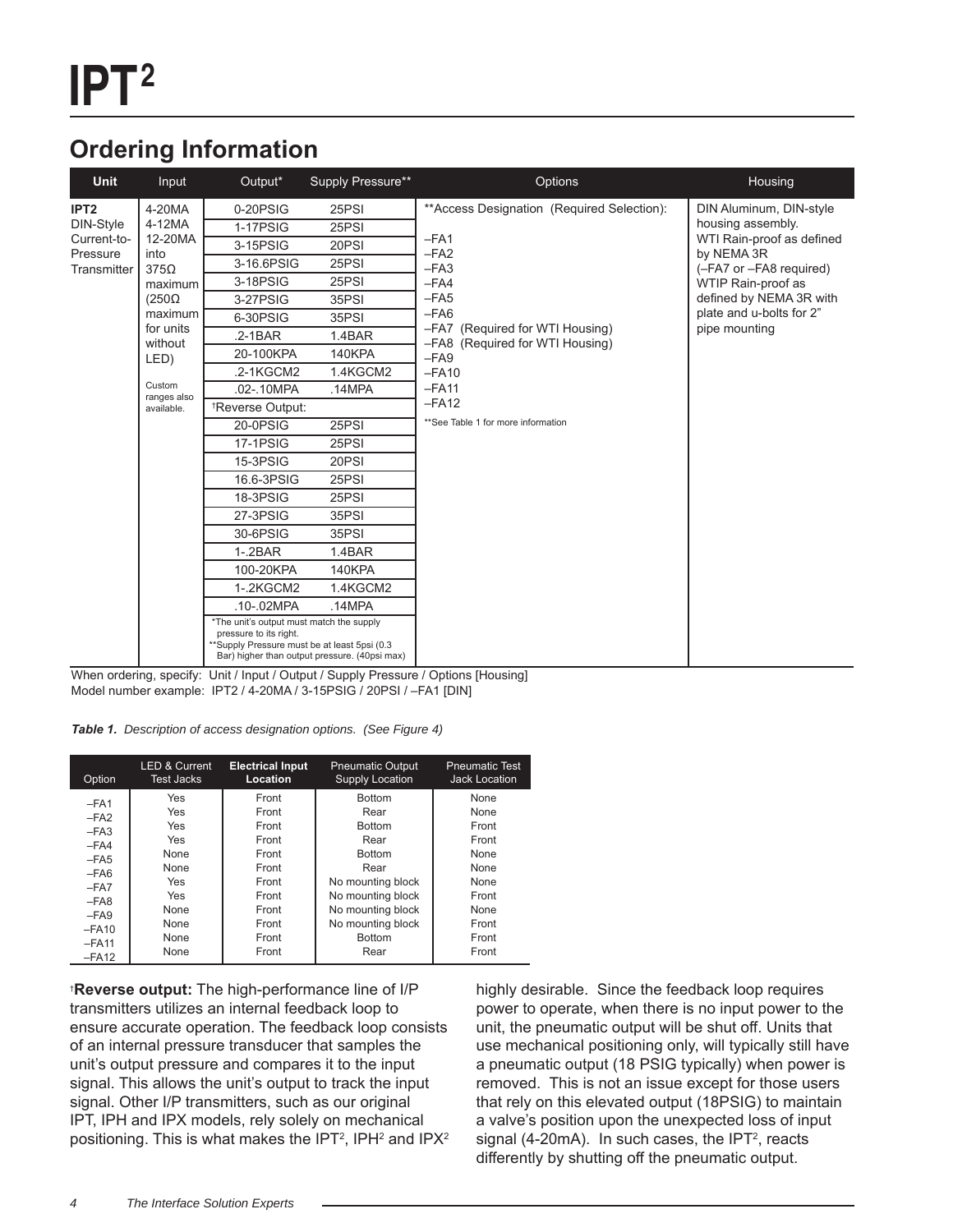# IPT²

## Ordering Information

| Unit | Input | Output* | Supply Pressure** | Options | Housing |
|---|---|---|---|---|---|
| **IPT2** DIN-Style Current-to-Pressure Transmitter | 4-20MA 4-12MA 12-20MA into 375Ω maximum (250Ω maximum for units without LED) Custom ranges also available. | 0-20PSIG | 25PSI | **Access Designation (Required Selection): –FA1 –FA2 –FA3 –FA4 –FA5 –FA6 –FA7 (Required for WTI Housing) –FA8 (Required for WTI Housing) –FA9 –FA10 –FA11 –FA12 **See Table 1 for more information | DIN Aluminum, DIN-style housing assembly. WTI Rain-proof as defined by NEMA 3R (–FA7 or –FA8 required) WTIP Rain-proof as defined by NEMA 3R with plate and u-bolts for 2" pipe mounting |
| | | 1-17PSIG | 25PSI | | |
| | | 3-15PSIG | 20PSI | | |
| | | 3-16.6PSIG | 25PSI | | |
| | | 3-18PSIG | 25PSI | | |
| | | 3-27PSIG | 35PSI | | |
| | | 6-30PSIG | 35PSI | | |
| | | .2-1BAR | 1.4BAR | | |
| | | 20-100KPA | 140KPA | | |
| | | .2-1KGCM2 | 1.4KGCM2 | | |
| | | .02-.10MPA | .14MPA | | |
| | | †Reverse Output: | | | |
| | | 20-0PSIG | 25PSI | | |
| | | 17-1PSIG | 25PSI | | |
| | | 15-3PSIG | 20PSI | | |
| | | 16.6-3PSIG | 25PSI | | |
| | | 18-3PSIG | 25PSI | | |
| | | 27-3PSIG | 35PSI | | |
| | | 30-6PSIG | 35PSI | | |
| | | 1-.2BAR | 1.4BAR | | |
| | | 100-20KPA | 140KPA | | |
| | | 1-.2KGCM2 | 1.4KGCM2 | | |
| | | .10-.02MPA | .14MPA | | |
| | | *The unit's output must match the supply pressure to its right. **Supply Pressure must be at least 5psi (0.3 Bar) higher than output pressure. (40psi max) | | | |

When ordering, specify: Unit / Input / Output / Supply Pressure / Options [Housing]
Model number example: IPT2 / 4-20MA / 3-15PSIG / 20PSI / –FA1 [DIN]

***Table 1.*** *Description of access designation options. (See Figure 4)*

| Option | LED & Current Test Jacks | **Electrical Input Location** | Pneumatic Output Supply Location | Pneumatic Test Jack Location |
|---|---|---|---|---|
| –FA1 | Yes | Front | Bottom | None |
| –FA2 | Yes | Front | Rear | None |
| –FA3 | Yes | Front | Bottom | Front |
| –FA4 | Yes | Front | Rear | Front |
| –FA5 | None | Front | Bottom | None |
| –FA6 | None | Front | Rear | None |
| –FA7 | Yes | Front | No mounting block | None |
| –FA8 | Yes | Front | No mounting block | Front |
| –FA9 | None | Front | No mounting block | None |
| –FA10 | None | Front | No mounting block | Front |
| –FA11 | None | Front | Bottom | Front |
| –FA12 | None | Front | Rear | Front |

†**Reverse output:** The high-performance line of I/P transmitters utilizes an internal feedback loop to ensure accurate operation. The feedback loop consists of an internal pressure transducer that samples the unit's output pressure and compares it to the input signal. This allows the unit's output to track the input signal. Other I/P transmitters, such as our original IPT, IPH and IPX models, rely solely on mechanical positioning. This is what makes the IPT², IPH² and IPX² highly desirable. Since the feedback loop requires power to operate, when there is no input power to the unit, the pneumatic output will be shut off. Units that use mechanical positioning only, will typically still have a pneumatic output (18 PSIG typically) when power is removed. This is not an issue except for those users that rely on this elevated output (18PSIG) to maintain a valve's position upon the unexpected loss of input signal (4-20mA). In such cases, the IPT², reacts differently by shutting off the pneumatic output.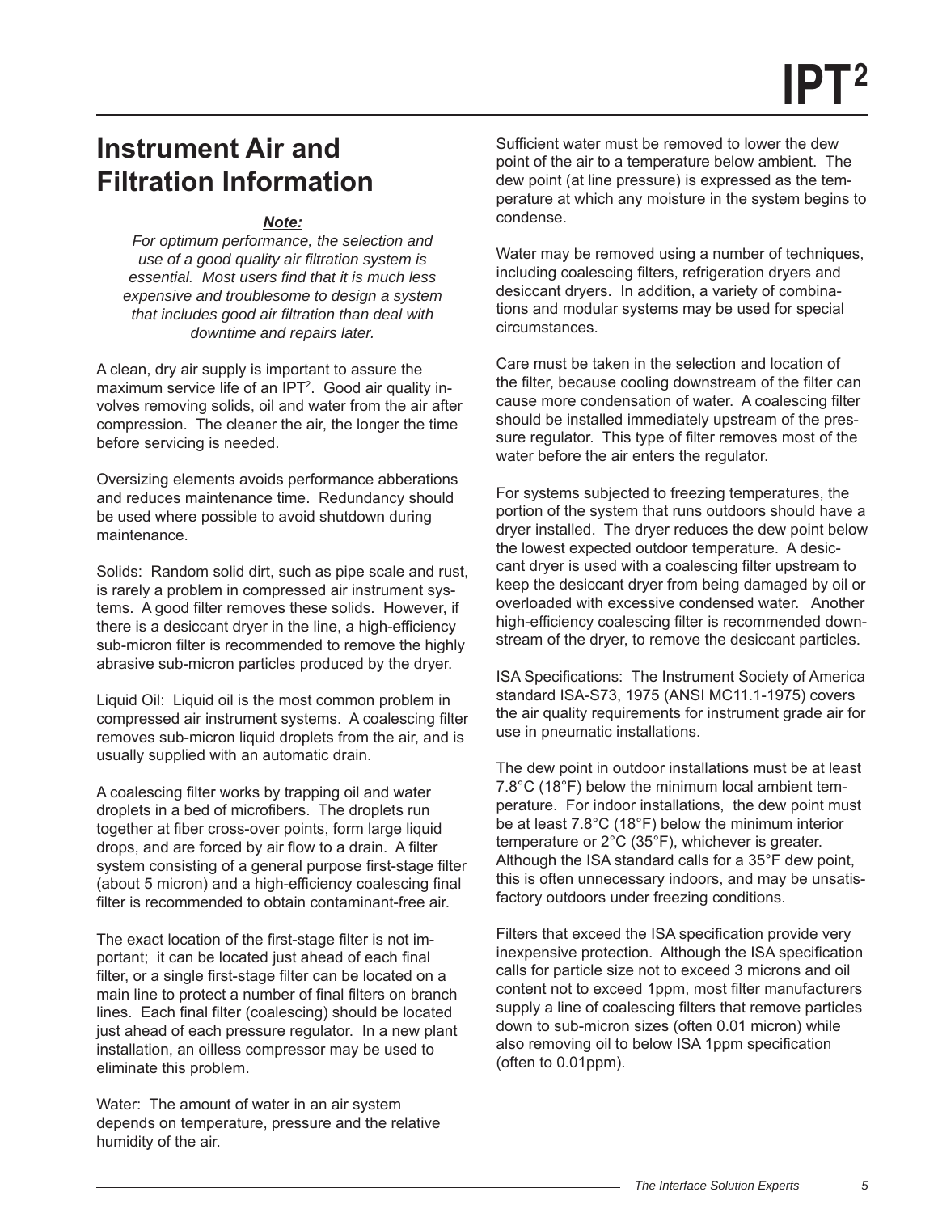// Remember: Two-column layout merged; running header "IPT²" and footer omitted.

## Instrument Air and Filtration Information

***Note:***

*For optimum performance, the selection and use of a good quality air filtration system is essential. Most users find that it is much less expensive and troublesome to design a system that includes good air filtration than deal with downtime and repairs later.*

A clean, dry air supply is important to assure the maximum service life of an IPT$^2$. Good air quality involves removing solids, oil and water from the air after compression. The cleaner the air, the longer the time before servicing is needed.

Oversizing elements avoids performance abberations and reduces maintenance time. Redundancy should be used where possible to avoid shutdown during maintenance.

Solids: Random solid dirt, such as pipe scale and rust, is rarely a problem in compressed air instrument systems. A good filter removes these solids. However, if there is a desiccant dryer in the line, a high-efficiency sub-micron filter is recommended to remove the highly abrasive sub-micron particles produced by the dryer.

Liquid Oil: Liquid oil is the most common problem in compressed air instrument systems. A coalescing filter removes sub-micron liquid droplets from the air, and is usually supplied with an automatic drain.

A coalescing filter works by trapping oil and water droplets in a bed of microfibers. The droplets run together at fiber cross-over points, form large liquid drops, and are forced by air flow to a drain. A filter system consisting of a general purpose first-stage filter (about 5 micron) and a high-efficiency coalescing final filter is recommended to obtain contaminant-free air.

The exact location of the first-stage filter is not important; it can be located just ahead of each final filter, or a single first-stage filter can be located on a main line to protect a number of final filters on branch lines. Each final filter (coalescing) should be located just ahead of each pressure regulator. In a new plant installation, an oilless compressor may be used to eliminate this problem.

Water: The amount of water in an air system depends on temperature, pressure and the relative humidity of the air.

Sufficient water must be removed to lower the dew point of the air to a temperature below ambient. The dew point (at line pressure) is expressed as the temperature at which any moisture in the system begins to condense.

Water may be removed using a number of techniques, including coalescing filters, refrigeration dryers and desiccant dryers. In addition, a variety of combinations and modular systems may be used for special circumstances.

Care must be taken in the selection and location of the filter, because cooling downstream of the filter can cause more condensation of water. A coalescing filter should be installed immediately upstream of the pressure regulator. This type of filter removes most of the water before the air enters the regulator.

For systems subjected to freezing temperatures, the portion of the system that runs outdoors should have a dryer installed. The dryer reduces the dew point below the lowest expected outdoor temperature. A desiccant dryer is used with a coalescing filter upstream to keep the desiccant dryer from being damaged by oil or overloaded with excessive condensed water. Another high-efficiency coalescing filter is recommended downstream of the dryer, to remove the desiccant particles.

ISA Specifications: The Instrument Society of America standard ISA-S73, 1975 (ANSI MC11.1-1975) covers the air quality requirements for instrument grade air for use in pneumatic installations.

The dew point in outdoor installations must be at least 7.8°C (18°F) below the minimum local ambient temperature. For indoor installations, the dew point must be at least 7.8°C (18°F) below the minimum interior temperature or 2°C (35°F), whichever is greater. Although the ISA standard calls for a 35°F dew point, this is often unnecessary indoors, and may be unsatisfactory outdoors under freezing conditions.

Filters that exceed the ISA specification provide very inexpensive protection. Although the ISA specification calls for particle size not to exceed 3 microns and oil content not to exceed 1ppm, most filter manufacturers supply a line of coalescing filters that remove particles down to sub-micron sizes (often 0.01 micron) while also removing oil to below ISA 1ppm specification (often to 0.01ppm).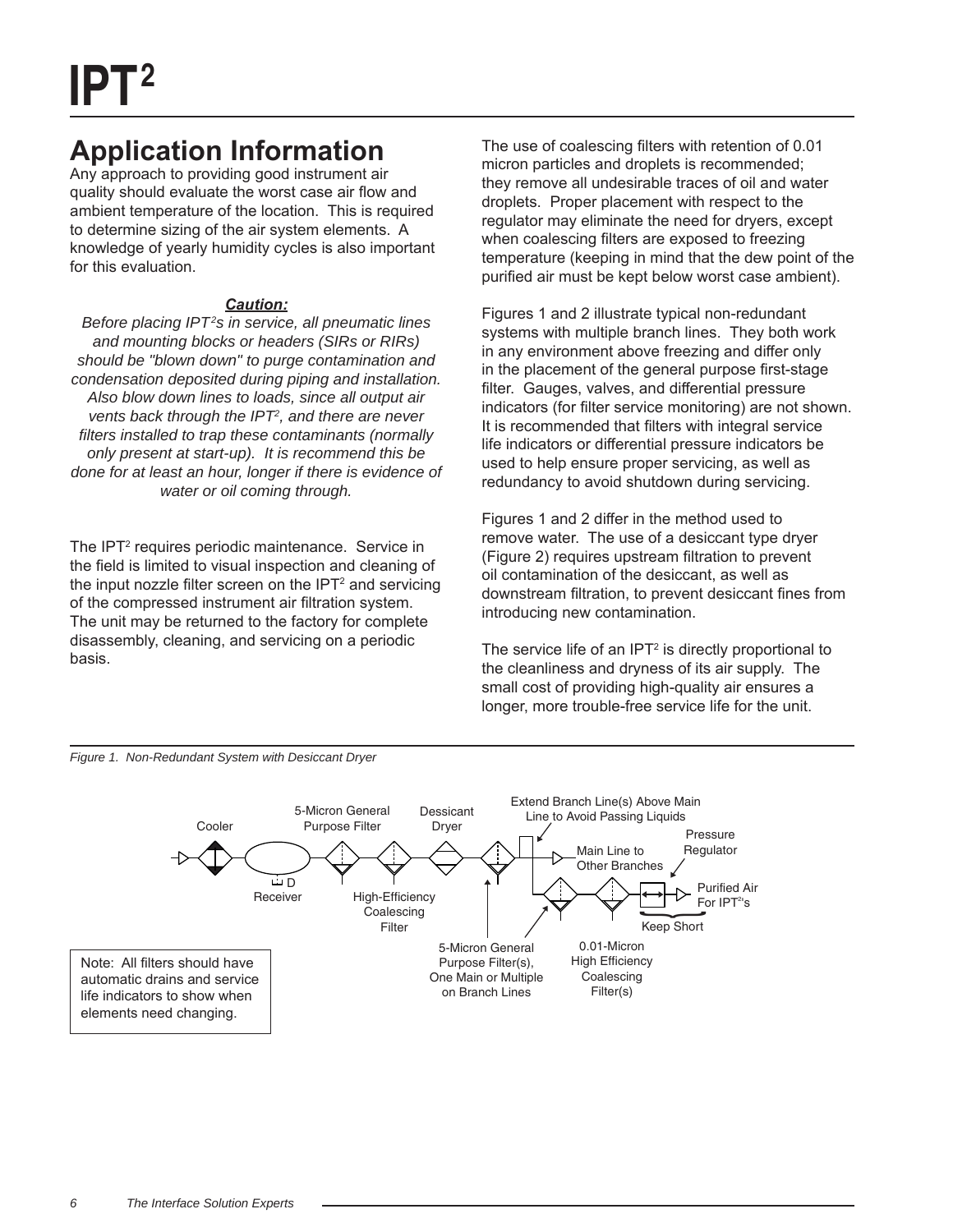# IPT$^2$

## Application Information

Any approach to providing good instrument air quality should evaluate the worst case air flow and ambient temperature of the location. This is required to determine sizing of the air system elements. A knowledge of yearly humidity cycles is also important for this evaluation.

***Caution:***

*Before placing IPT$^2$s in service, all pneumatic lines and mounting blocks or headers (SIRs or RIRs) should be "blown down" to purge contamination and condensation deposited during piping and installation. Also blow down lines to loads, since all output air vents back through the IPT$^2$, and there are never filters installed to trap these contaminants (normally only present at start-up). It is recommend this be done for at least an hour, longer if there is evidence of water or oil coming through.*

The IPT$^2$ requires periodic maintenance. Service in the field is limited to visual inspection and cleaning of the input nozzle filter screen on the IPT$^2$ and servicing of the compressed instrument air filtration system. The unit may be returned to the factory for complete disassembly, cleaning, and servicing on a periodic basis.

The use of coalescing filters with retention of 0.01 micron particles and droplets is recommended; they remove all undesirable traces of oil and water droplets. Proper placement with respect to the regulator may eliminate the need for dryers, except when coalescing filters are exposed to freezing temperature (keeping in mind that the dew point of the purified air must be kept below worst case ambient).

Figures 1 and 2 illustrate typical non-redundant systems with multiple branch lines. They both work in any environment above freezing and differ only in the placement of the general purpose first-stage filter. Gauges, valves, and differential pressure indicators (for filter service monitoring) are not shown. It is recommended that filters with integral service life indicators or differential pressure indicators be used to help ensure proper servicing, as well as redundancy to avoid shutdown during servicing.

Figures 1 and 2 differ in the method used to remove water. The use of a desiccant type dryer (Figure 2) requires upstream filtration to prevent oil contamination of the desiccant, as well as downstream filtration, to prevent desiccant fines from introducing new contamination.

The service life of an IPT$^2$ is directly proportional to the cleanliness and dryness of its air supply. The small cost of providing high-quality air ensures a longer, more trouble-free service life for the unit.

*Figure 1. Non-Redundant System with Desiccant Dryer*

Cooler — Receiver (D) — 5-Micron General Purpose Filter — High-Efficiency Coalescing Filter — Dessicant Dryer — 5-Micron General Purpose Filter(s), One Main or Multiple on Branch Lines — Extend Branch Line(s) Above Main Line to Avoid Passing Liquids — Main Line to Other Branches — 0.01-Micron High Efficiency Coalescing Filter(s) — Pressure Regulator — Purified Air For IPT$^2$'s — Keep Short

Note: All filters should have automatic drains and service life indicators to show when elements need changing.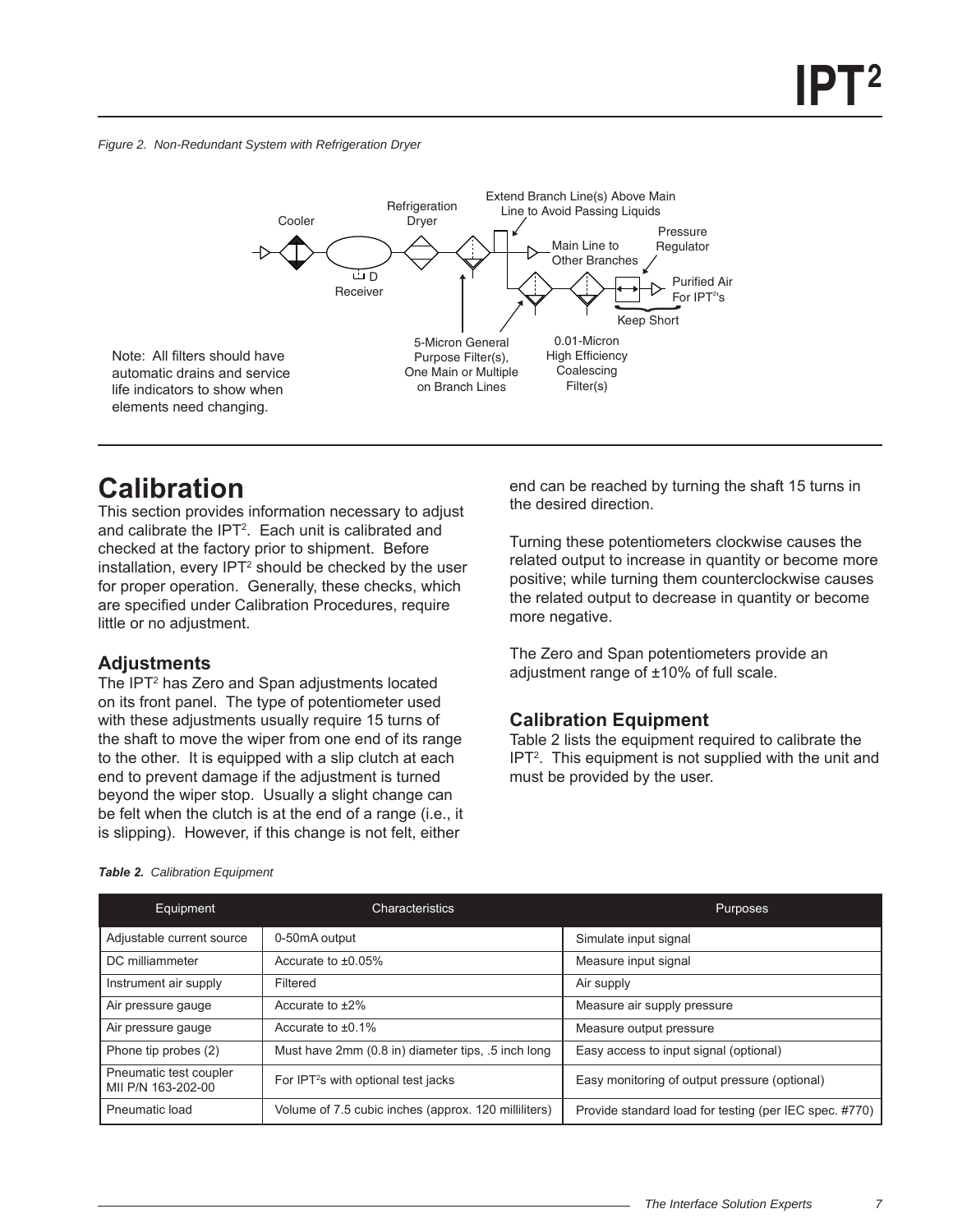*Figure 2. Non-Redundant System with Refrigeration Dryer*

Cooler

Refrigeration Dryer

Extend Branch Line(s) Above Main Line to Avoid Passing Liquids

Pressure Regulator

Main Line to Other Branches

D

Receiver

Purified Air For IPT²'s

Keep Short

5-Micron General Purpose Filter(s), One Main or Multiple on Branch Lines

0.01-Micron High Efficiency Coalescing Filter(s)

Note: All filters should have automatic drains and service life indicators to show when elements need changing.

# Calibration

This section provides information necessary to adjust and calibrate the IPT². Each unit is calibrated and checked at the factory prior to shipment. Before installation, every IPT² should be checked by the user for proper operation. Generally, these checks, which are specified under Calibration Procedures, require little or no adjustment.

## Adjustments

The IPT² has Zero and Span adjustments located on its front panel. The type of potentiometer used with these adjustments usually require 15 turns of the shaft to move the wiper from one end of its range to the other. It is equipped with a slip clutch at each end to prevent damage if the adjustment is turned beyond the wiper stop. Usually a slight change can be felt when the clutch is at the end of a range (i.e., it is slipping). However, if this change is not felt, either end can be reached by turning the shaft 15 turns in the desired direction.

Turning these potentiometers clockwise causes the related output to increase in quantity or become more positive; while turning them counterclockwise causes the related output to decrease in quantity or become more negative.

The Zero and Span potentiometers provide an adjustment range of ±10% of full scale.

## Calibration Equipment

Table 2 lists the equipment required to calibrate the IPT². This equipment is not supplied with the unit and must be provided by the user.

***Table 2.** Calibration Equipment*

| Equipment | Characteristics | Purposes |
|---|---|---|
| Adjustable current source | 0-50mA output | Simulate input signal |
| DC milliammeter | Accurate to ±0.05% | Measure input signal |
| Instrument air supply | Filtered | Air supply |
| Air pressure gauge | Accurate to ±2% | Measure air supply pressure |
| Air pressure gauge | Accurate to ±0.1% | Measure output pressure |
| Phone tip probes (2) | Must have 2mm (0.8 in) diameter tips, .5 inch long | Easy access to input signal (optional) |
| Pneumatic test coupler MII P/N 163-202-00 | For IPT²s with optional test jacks | Easy monitoring of output pressure (optional) |
| Pneumatic load | Volume of 7.5 cubic inches (approx. 120 milliliters) | Provide standard load for testing (per IEC spec. #770) |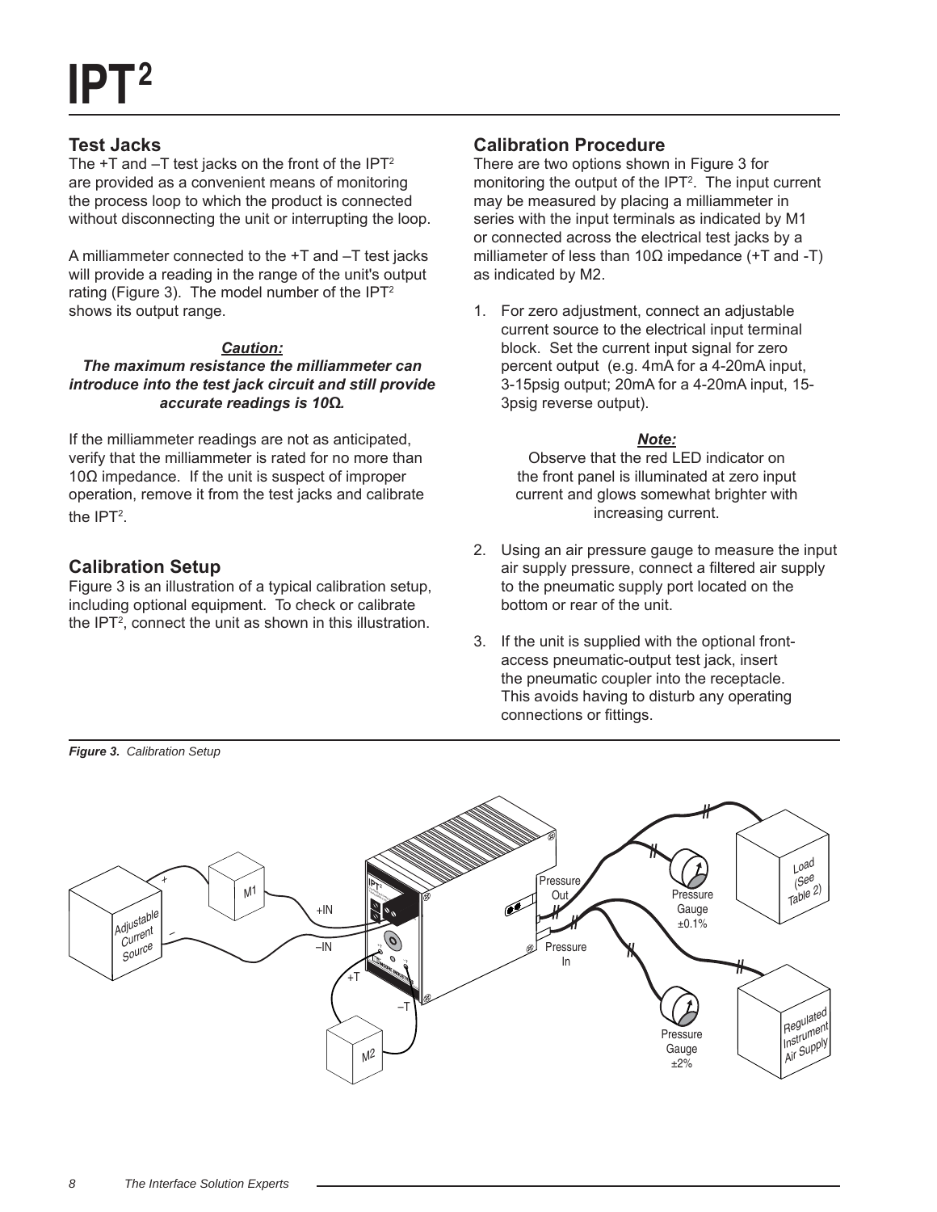# IPT²

## Test Jacks

The +T and –T test jacks on the front of the IPT² are provided as a convenient means of monitoring the process loop to which the product is connected without disconnecting the unit or interrupting the loop.

A milliammeter connected to the +T and –T test jacks will provide a reading in the range of the unit's output rating (Figure 3). The model number of the IPT² shows its output range.

***Caution:***
***The maximum resistance the milliammeter can introduce into the test jack circuit and still provide accurate readings is 10Ω.***

If the milliammeter readings are not as anticipated, verify that the milliammeter is rated for no more than 10Ω impedance. If the unit is suspect of improper operation, remove it from the test jacks and calibrate the IPT².

## Calibration Setup

Figure 3 is an illustration of a typical calibration setup, including optional equipment. To check or calibrate the IPT², connect the unit as shown in this illustration.

## Calibration Procedure

There are two options shown in Figure 3 for monitoring the output of the IPT². The input current may be measured by placing a milliammeter in series with the input terminals as indicated by M1 or connected across the electrical test jacks by a milliameter of less than 10Ω impedance (+T and -T) as indicated by M2.

1. For zero adjustment, connect an adjustable current source to the electrical input terminal block. Set the current input signal for zero percent output (e.g. 4mA for a 4-20mA input, 3-15psig output; 20mA for a 4-20mA input, 15-3psig reverse output).

   ***Note:***
   Observe that the red LED indicator on the front panel is illuminated at zero input current and glows somewhat brighter with increasing current.

2. Using an air pressure gauge to measure the input air supply pressure, connect a filtered air supply to the pneumatic supply port located on the bottom or rear of the unit.

3. If the unit is supplied with the optional front-access pneumatic-output test jack, insert the pneumatic coupler into the receptacle. This avoids having to disturb any operating connections or fittings.

***Figure 3.*** *Calibration Setup*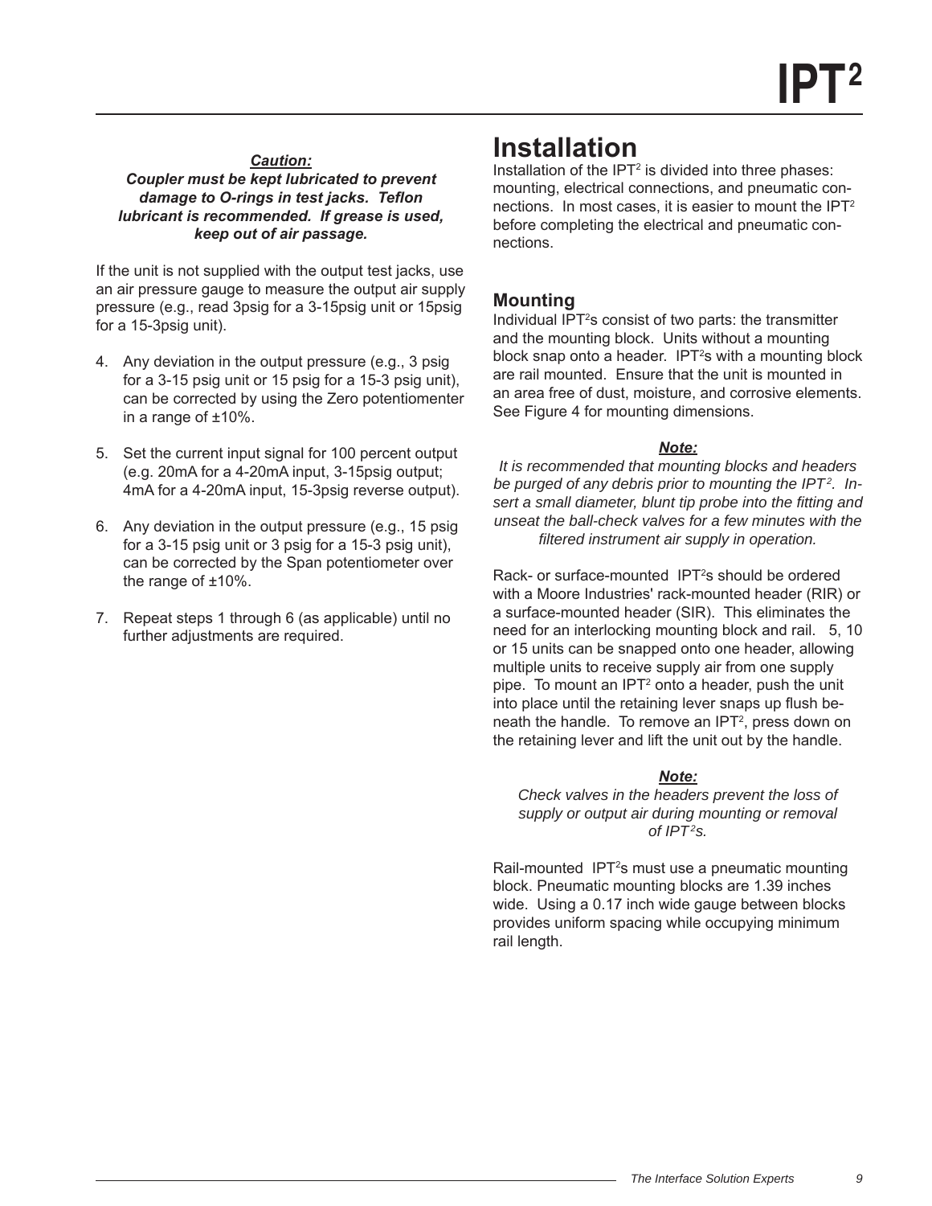***Caution:***

***Coupler must be kept lubricated to prevent damage to O-rings in test jacks. Teflon lubricant is recommended. If grease is used, keep out of air passage.***

If the unit is not supplied with the output test jacks, use an air pressure gauge to measure the output air supply pressure (e.g., read 3psig for a 3-15psig unit or 15psig for a 15-3psig unit).

4. Any deviation in the output pressure (e.g., 3 psig for a 3-15 psig unit or 15 psig for a 15-3 psig unit), can be corrected by using the Zero potentiomenter in a range of ±10%.

5. Set the current input signal for 100 percent output (e.g. 20mA for a 4-20mA input, 3-15psig output; 4mA for a 4-20mA input, 15-3psig reverse output).

6. Any deviation in the output pressure (e.g., 15 psig for a 3-15 psig unit or 3 psig for a 15-3 psig unit), can be corrected by the Span potentiometer over the range of ±10%.

7. Repeat steps 1 through 6 (as applicable) until no further adjustments are required.

# Installation

Installation of the $IPT^2$ is divided into three phases: mounting, electrical connections, and pneumatic connections. In most cases, it is easier to mount the $IPT^2$ before completing the electrical and pneumatic connections.

## Mounting

Individual $IPT^2$s consist of two parts: the transmitter and the mounting block. Units without a mounting block snap onto a header. $IPT^2$s with a mounting block are rail mounted. Ensure that the unit is mounted in an area free of dust, moisture, and corrosive elements. See Figure 4 for mounting dimensions.

***Note:***

*It is recommended that mounting blocks and headers be purged of any debris prior to mounting the $IPT^2$. Insert a small diameter, blunt tip probe into the fitting and unseat the ball-check valves for a few minutes with the filtered instrument air supply in operation.*

Rack- or surface-mounted $IPT^2$s should be ordered with a Moore Industries' rack-mounted header (RIR) or a surface-mounted header (SIR). This eliminates the need for an interlocking mounting block and rail. 5, 10 or 15 units can be snapped onto one header, allowing multiple units to receive supply air from one supply pipe. To mount an $IPT^2$ onto a header, push the unit into place until the retaining lever snaps up flush beneath the handle. To remove an $IPT^2$, press down on the retaining lever and lift the unit out by the handle.

***Note:***

*Check valves in the headers prevent the loss of supply or output air during mounting or removal of $IPT^2$s.*

Rail-mounted $IPT^2$s must use a pneumatic mounting block. Pneumatic mounting blocks are 1.39 inches wide. Using a 0.17 inch wide gauge between blocks provides uniform spacing while occupying minimum rail length.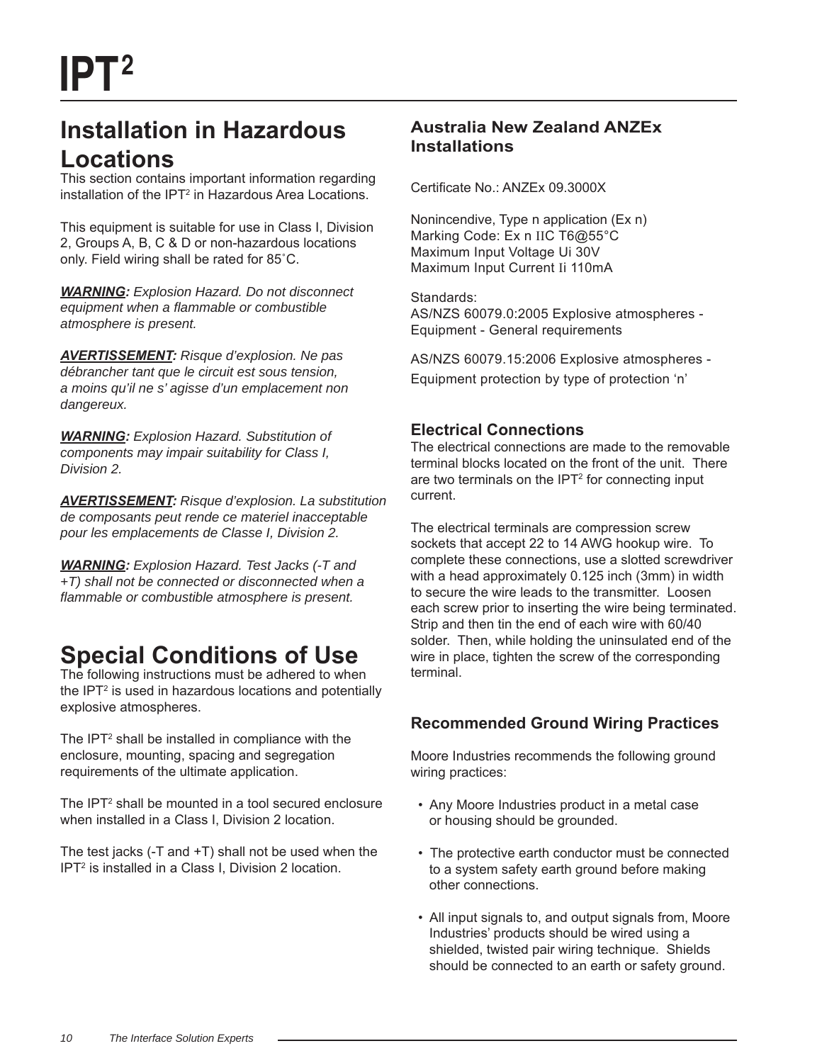# IPT[2]

## Installation in Hazardous Locations

This section contains important information regarding installation of the IPT[2] in Hazardous Area Locations.

This equipment is suitable for use in Class I, Division 2, Groups A, B, C & D or non-hazardous locations only. Field wiring shall be rated for 85˚C.

***WARNING:*** *Explosion Hazard. Do not disconnect equipment when a flammable or combustible atmosphere is present.*

***AVERTISSEMENT:*** *Risque d'explosion. Ne pas débrancher tant que le circuit est sous tension, a moins qu'il ne s' agisse d'un emplacement non dangereux.*

***WARNING:*** *Explosion Hazard. Substitution of components may impair suitability for Class I, Division 2.*

***AVERTISSEMENT:*** *Risque d'explosion. La substitution de composants peut rende ce materiel inacceptable pour les emplacements de Classe I, Division 2.*

***WARNING:*** *Explosion Hazard. Test Jacks (-T and +T) shall not be connected or disconnected when a flammable or combustible atmosphere is present.*

## Special Conditions of Use

The following instructions must be adhered to when the IPT[2] is used in hazardous locations and potentially explosive atmospheres.

The IPT[2] shall be installed in compliance with the enclosure, mounting, spacing and segregation requirements of the ultimate application.

The IPT[2] shall be mounted in a tool secured enclosure when installed in a Class I, Division 2 location.

The test jacks (-T and +T) shall not be used when the IPT[2] is installed in a Class I, Division 2 location.

### Australia New Zealand ANZEx Installations

Certificate No.: ANZEx 09.3000X

Nonincendive, Type n application (Ex n)
Marking Code: Ex n IIC T6@55°C
Maximum Input Voltage Ui 30V
Maximum Input Current Ii 110mA

Standards:
AS/NZS 60079.0:2005 Explosive atmospheres - Equipment - General requirements

AS/NZS 60079.15:2006 Explosive atmospheres - Equipment protection by type of protection 'n'

### Electrical Connections

The electrical connections are made to the removable terminal blocks located on the front of the unit. There are two terminals on the IPT[2] for connecting input current.

The electrical terminals are compression screw sockets that accept 22 to 14 AWG hookup wire. To complete these connections, use a slotted screwdriver with a head approximately 0.125 inch (3mm) in width to secure the wire leads to the transmitter. Loosen each screw prior to inserting the wire being terminated. Strip and then tin the end of each wire with 60/40 solder. Then, while holding the uninsulated end of the wire in place, tighten the screw of the corresponding terminal.

### Recommended Ground Wiring Practices

Moore Industries recommends the following ground wiring practices:

- Any Moore Industries product in a metal case or housing should be grounded.
- The protective earth conductor must be connected to a system safety earth ground before making other connections.
- All input signals to, and output signals from, Moore Industries' products should be wired using a shielded, twisted pair wiring technique. Shields should be connected to an earth or safety ground.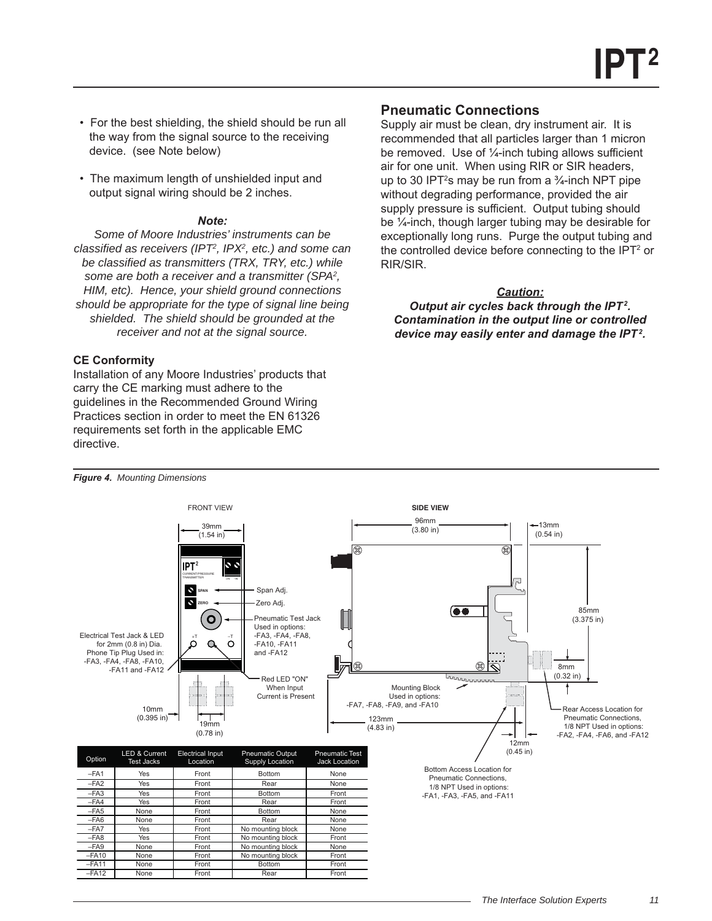- For the best shielding, the shield should be run all the way from the signal source to the receiving device. (see Note below)
- The maximum length of unshielded input and output signal wiring should be 2 inches.

***Note:***
*Some of Moore Industries' instruments can be classified as receivers (IPT², IPX², etc.) and some can be classified as transmitters (TRX, TRY, etc.) while some are both a receiver and a transmitter (SPA², HIM, etc). Hence, your shield ground connections should be appropriate for the type of signal line being shielded. The shield should be grounded at the receiver and not at the signal source.*

### CE Conformity

Installation of any Moore Industries' products that carry the CE marking must adhere to the guidelines in the Recommended Ground Wiring Practices section in order to meet the EN 61326 requirements set forth in the applicable EMC directive.

## Pneumatic Connections

Supply air must be clean, dry instrument air. It is recommended that all particles larger than 1 micron be removed. Use of ¼-inch tubing allows sufficient air for one unit. When using RIR or SIR headers, up to 30 IPT²s may be run from a ¾-inch NPT pipe without degrading performance, provided the air supply pressure is sufficient. Output tubing should be ¼-inch, though larger tubing may be desirable for exceptionally long runs. Purge the output tubing and the controlled device before connecting to the IPT² or RIR/SIR.

***Caution:***
***Output air cycles back through the IPT². Contamination in the output line or controlled device may easily enter and damage the IPT².***

***Figure 4.** Mounting Dimensions*

FRONT VIEW: 39mm (1.54 in); Span Adj.; Zero Adj.; Pneumatic Test Jack Used in options: -FA3, -FA4, -FA8, -FA10, -FA11 and -FA12; Electrical Test Jack & LED for 2mm (0.8 in) Dia. Phone Tip Plug Used in: -FA3, -FA4, -FA8, -FA10, -FA11 and -FA12; Red LED "ON" When Input Current is Present; 10mm (0.395 in); 19mm (0.78 in)

SIDE VIEW: 96mm (3.80 in); 13mm (0.54 in); 85mm (3.375 in); 8mm (0.32 in); Mounting Block Used in options: -FA7, -FA8, -FA9, and -FA10; 123mm (4.83 in); 12mm (0.45 in); Rear Access Location for Pneumatic Connections, 1/8 NPT Used in options: -FA2, -FA4, -FA6, and -FA12; Bottom Access Location for Pneumatic Connections, 1/8 NPT Used in options: -FA1, -FA3, -FA5, and -FA11

| Option | LED & Current Test Jacks | Electrical Input Location | Pneumatic Output Supply Location | Pneumatic Test Jack Location |
|---|---|---|---|---|
| –FA1 | Yes | Front | Bottom | None |
| –FA2 | Yes | Front | Rear | None |
| –FA3 | Yes | Front | Bottom | Front |
| –FA4 | Yes | Front | Rear | Front |
| –FA5 | None | Front | Bottom | None |
| –FA6 | None | Front | Rear | None |
| –FA7 | Yes | Front | No mounting block | None |
| –FA8 | Yes | Front | No mounting block | Front |
| –FA9 | None | Front | No mounting block | None |
| –FA10 | None | Front | No mounting block | Front |
| –FA11 | None | Front | Bottom | Front |
| –FA12 | None | Front | Rear | Front |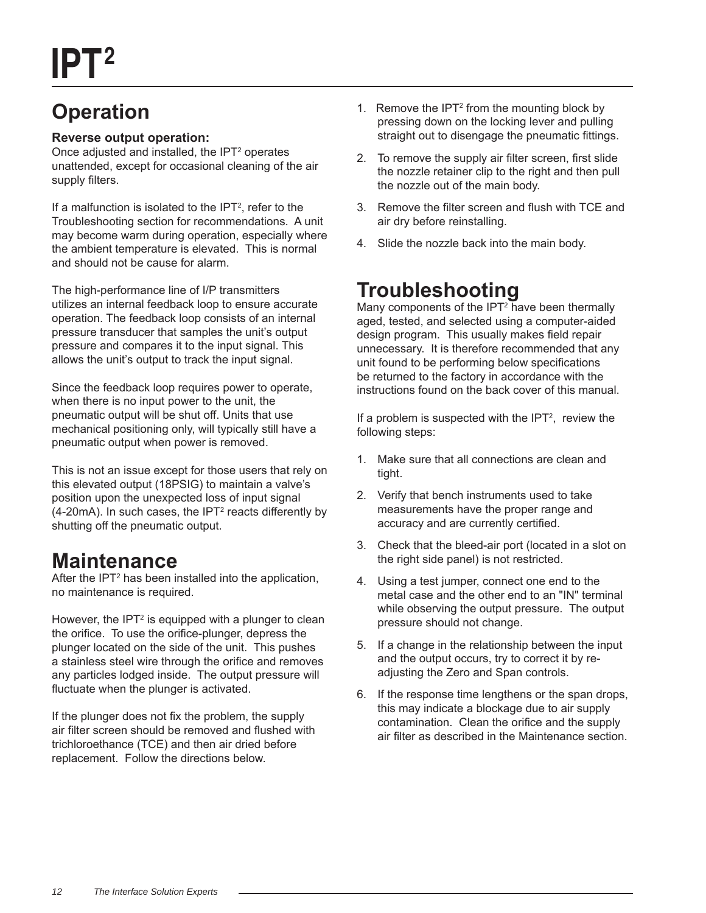# IPT$^2$

## Operation

**Reverse output operation:**
Once adjusted and installed, the IPT$^2$ operates unattended, except for occasional cleaning of the air supply filters.

If a malfunction is isolated to the IPT$^2$, refer to the Troubleshooting section for recommendations. A unit may become warm during operation, especially where the ambient temperature is elevated. This is normal and should not be cause for alarm.

The high-performance line of I/P transmitters utilizes an internal feedback loop to ensure accurate operation. The feedback loop consists of an internal pressure transducer that samples the unit's output pressure and compares it to the input signal. This allows the unit's output to track the input signal.

Since the feedback loop requires power to operate, when there is no input power to the unit, the pneumatic output will be shut off. Units that use mechanical positioning only, will typically still have a pneumatic output when power is removed.

This is not an issue except for those users that rely on this elevated output (18PSIG) to maintain a valve's position upon the unexpected loss of input signal (4-20mA). In such cases, the IPT$^2$ reacts differently by shutting off the pneumatic output.

## Maintenance

After the IPT$^2$ has been installed into the application, no maintenance is required.

However, the IPT$^2$ is equipped with a plunger to clean the orifice. To use the orifice-plunger, depress the plunger located on the side of the unit. This pushes a stainless steel wire through the orifice and removes any particles lodged inside. The output pressure will fluctuate when the plunger is activated.

If the plunger does not fix the problem, the supply air filter screen should be removed and flushed with trichloroethance (TCE) and then air dried before replacement. Follow the directions below.

1. Remove the IPT$^2$ from the mounting block by pressing down on the locking lever and pulling straight out to disengage the pneumatic fittings.
2. To remove the supply air filter screen, first slide the nozzle retainer clip to the right and then pull the nozzle out of the main body.
3. Remove the filter screen and flush with TCE and air dry before reinstalling.
4. Slide the nozzle back into the main body.

## Troubleshooting

Many components of the IPT$^2$ have been thermally aged, tested, and selected using a computer-aided design program. This usually makes field repair unnecessary. It is therefore recommended that any unit found to be performing below specifications be returned to the factory in accordance with the instructions found on the back cover of this manual.

If a problem is suspected with the IPT$^2$, review the following steps:

1. Make sure that all connections are clean and tight.
2. Verify that bench instruments used to take measurements have the proper range and accuracy and are currently certified.
3. Check that the bleed-air port (located in a slot on the right side panel) is not restricted.
4. Using a test jumper, connect one end to the metal case and the other end to an "IN" terminal while observing the output pressure. The output pressure should not change.
5. If a change in the relationship between the input and the output occurs, try to correct it by re-adjusting the Zero and Span controls.
6. If the response time lengthens or the span drops, this may indicate a blockage due to air supply contamination. Clean the orifice and the supply air filter as described in the Maintenance section.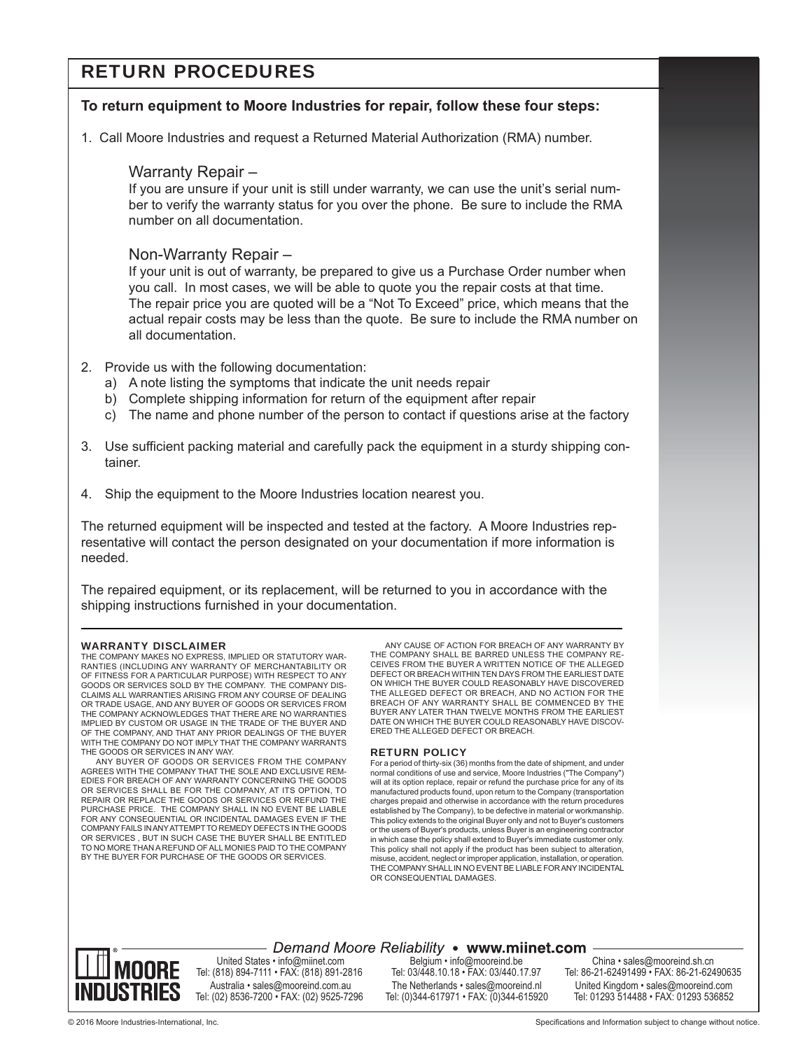# RETURN PROCEDURES

**To return equipment to Moore Industries for repair, follow these four steps:**

1. Call Moore Industries and request a Returned Material Authorization (RMA) number.

   Warranty Repair –
   If you are unsure if your unit is still under warranty, we can use the unit's serial number to verify the warranty status for you over the phone. Be sure to include the RMA number on all documentation.

   Non-Warranty Repair –
   If your unit is out of warranty, be prepared to give us a Purchase Order number when you call. In most cases, we will be able to quote you the repair costs at that time. The repair price you are quoted will be a "Not To Exceed" price, which means that the actual repair costs may be less than the quote. Be sure to include the RMA number on all documentation.

2. Provide us with the following documentation:
   a) A note listing the symptoms that indicate the unit needs repair
   b) Complete shipping information for return of the equipment after repair
   c) The name and phone number of the person to contact if questions arise at the factory

3. Use sufficient packing material and carefully pack the equipment in a sturdy shipping container.

4. Ship the equipment to the Moore Industries location nearest you.

The returned equipment will be inspected and tested at the factory. A Moore Industries representative will contact the person designated on your documentation if more information is needed.

The repaired equipment, or its replacement, will be returned to you in accordance with the shipping instructions furnished in your documentation.

---

### WARRANTY DISCLAIMER

THE COMPANY MAKES NO EXPRESS, IMPLIED OR STATUTORY WARRANTIES (INCLUDING ANY WARRANTY OF MERCHANTABILITY OR OF FITNESS FOR A PARTICULAR PURPOSE) WITH RESPECT TO ANY GOODS OR SERVICES SOLD BY THE COMPANY. THE COMPANY DISCLAIMS ALL WARRANTIES ARISING FROM ANY COURSE OF DEALING OR TRADE USAGE, AND ANY BUYER OF GOODS OR SERVICES FROM THE COMPANY ACKNOWLEDGES THAT THERE ARE NO WARRANTIES IMPLIED BY CUSTOM OR USAGE IN THE TRADE OF THE BUYER AND OF THE COMPANY, AND THAT ANY PRIOR DEALINGS OF THE BUYER WITH THE COMPANY DO NOT IMPLY THAT THE COMPANY WARRANTS THE GOODS OR SERVICES IN ANY WAY.

ANY BUYER OF GOODS OR SERVICES FROM THE COMPANY AGREES WITH THE COMPANY THAT THE SOLE AND EXCLUSIVE REMEDIES FOR BREACH OF ANY WARRANTY CONCERNING THE GOODS OR SERVICES SHALL BE FOR THE COMPANY, AT ITS OPTION, TO REPAIR OR REPLACE THE GOODS OR SERVICES OR REFUND THE PURCHASE PRICE. THE COMPANY SHALL IN NO EVENT BE LIABLE FOR ANY CONSEQUENTIAL OR INCIDENTAL DAMAGES EVEN IF THE COMPANY FAILS IN ANY ATTEMPT TO REMEDY DEFECTS IN THE GOODS OR SERVICES , BUT IN SUCH CASE THE BUYER SHALL BE ENTITLED TO NO MORE THAN A REFUND OF ALL MONIES PAID TO THE COMPANY BY THE BUYER FOR PURCHASE OF THE GOODS OR SERVICES.

ANY CAUSE OF ACTION FOR BREACH OF ANY WARRANTY BY THE COMPANY SHALL BE BARRED UNLESS THE COMPANY RECEIVES FROM THE BUYER A WRITTEN NOTICE OF THE ALLEGED DEFECT OR BREACH WITHIN TEN DAYS FROM THE EARLIEST DATE ON WHICH THE BUYER COULD REASONABLY HAVE DISCOVERED THE ALLEGED DEFECT OR BREACH, AND NO ACTION FOR THE BREACH OF ANY WARRANTY SHALL BE COMMENCED BY THE BUYER ANY LATER THAN TWELVE MONTHS FROM THE EARLIEST DATE ON WHICH THE BUYER COULD REASONABLY HAVE DISCOVERED THE ALLEGED DEFECT OR BREACH.

### RETURN POLICY

For a period of thirty-six (36) months from the date of shipment, and under normal conditions of use and service, Moore Industries ("The Company") will at its option replace, repair or refund the purchase price for any of its manufactured products found, upon return to the Company (transportation charges prepaid and otherwise in accordance with the return procedures established by The Company), to be defective in material or workmanship. This policy extends to the original Buyer only and not to Buyer's customers or the users of Buyer's products, unless Buyer is an engineering contractor in which case the policy shall extend to Buyer's immediate customer only. This policy shall not apply if the product has been subject to alteration, misuse, accident, neglect or improper application, installation, or operation. THE COMPANY SHALL IN NO EVENT BE LIABLE FOR ANY INCIDENTAL OR CONSEQUENTIAL DAMAGES.

---

MOORE INDUSTRIES

*Demand Moore Reliability* • **www.miinet.com**

United States • info@miinet.com
Tel: (818) 894-7111 • FAX: (818) 891-2816

Australia • sales@mooreind.com.au
Tel: (02) 8536-7200 • FAX: (02) 9525-7296

Belgium • info@mooreind.be
Tel: 03/448.10.18 • FAX: 03/440.17.97

The Netherlands • sales@mooreind.nl
Tel: (0)344-617971 • FAX: (0)344-615920

China • sales@mooreind.sh.cn
Tel: 86-21-62491499 • FAX: 86-21-62490635

United Kingdom • sales@mooreind.com
Tel: 01293 514488 • FAX: 01293 536852

© 2016 Moore Industries-International, Inc.

Specifications and Information subject to change without notice.